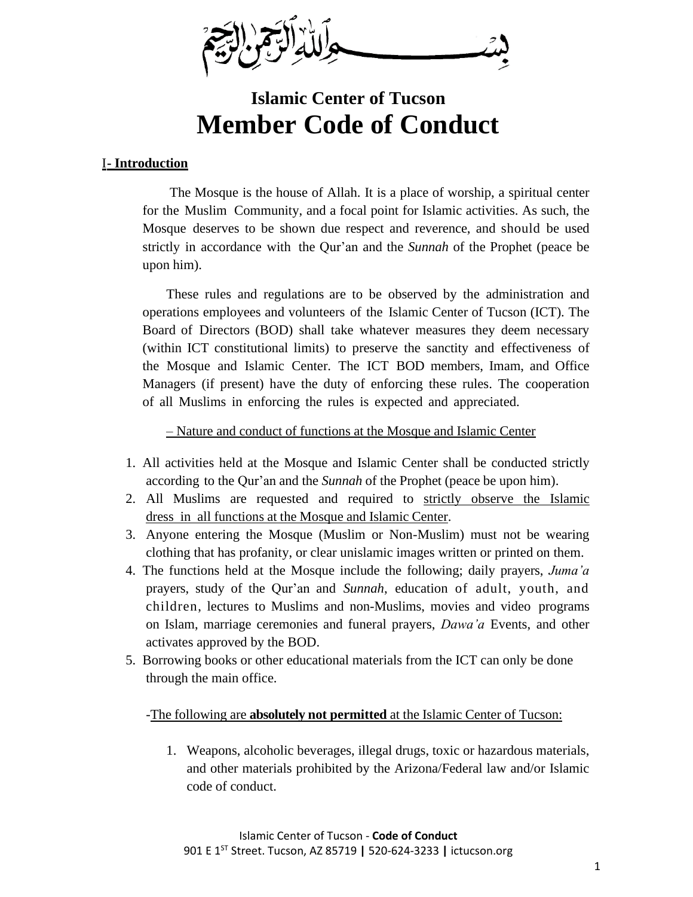بِسْمِ اللَّهِ الرَّحْمَٰنِ الرَّحِيمِ

# Islamic Center of Tucson

# Member Code of Conduct

## I- Introduction

The Mosque is the house of Allah. It is a place of worship, a spiritual center for the Muslim Community, and a focal point for Islamic activities. As such, the Mosque deserves to be shown due respect and reverence, and should be used strictly in accordance with the Qur'an and the *Sunnah* of the Prophet (peace be upon him).

These rules and regulations are to be observed by the administration and operations employees and volunteers of the Islamic Center of Tucson (ICT). The Board of Directors (BOD) shall take whatever measures they deem necessary (within ICT constitutional limits) to preserve the sanctity and effectiveness of the Mosque and Islamic Center. The ICT BOD members, Imam, and Office Managers (if present) have the duty of enforcing these rules. The cooperation of all Muslims in enforcing the rules is expected and appreciated.

– Nature and conduct of functions at the Mosque and Islamic Center

1. All activities held at the Mosque and Islamic Center shall be conducted strictly according to the Qur'an and the *Sunnah* of the Prophet (peace be upon him).
2. All Muslims are requested and required to strictly observe the Islamic dress in all functions at the Mosque and Islamic Center.
3. Anyone entering the Mosque (Muslim or Non-Muslim) must not be wearing clothing that has profanity, or clear unislamic images written or printed on them.
4. The functions held at the Mosque include the following; daily prayers, *Juma'a* prayers, study of the Qur'an and *Sunnah*, education of adult, youth, and children, lectures to Muslims and non-Muslims, movies and video programs on Islam, marriage ceremonies and funeral prayers, *Dawa'a* Events, and other activates approved by the BOD.
5. Borrowing books or other educational materials from the ICT can only be done through the main office.

-The following are **absolutely not permitted** at the Islamic Center of Tucson:

1. Weapons, alcoholic beverages, illegal drugs, toxic or hazardous materials, and other materials prohibited by the Arizona/Federal law and/or Islamic code of conduct.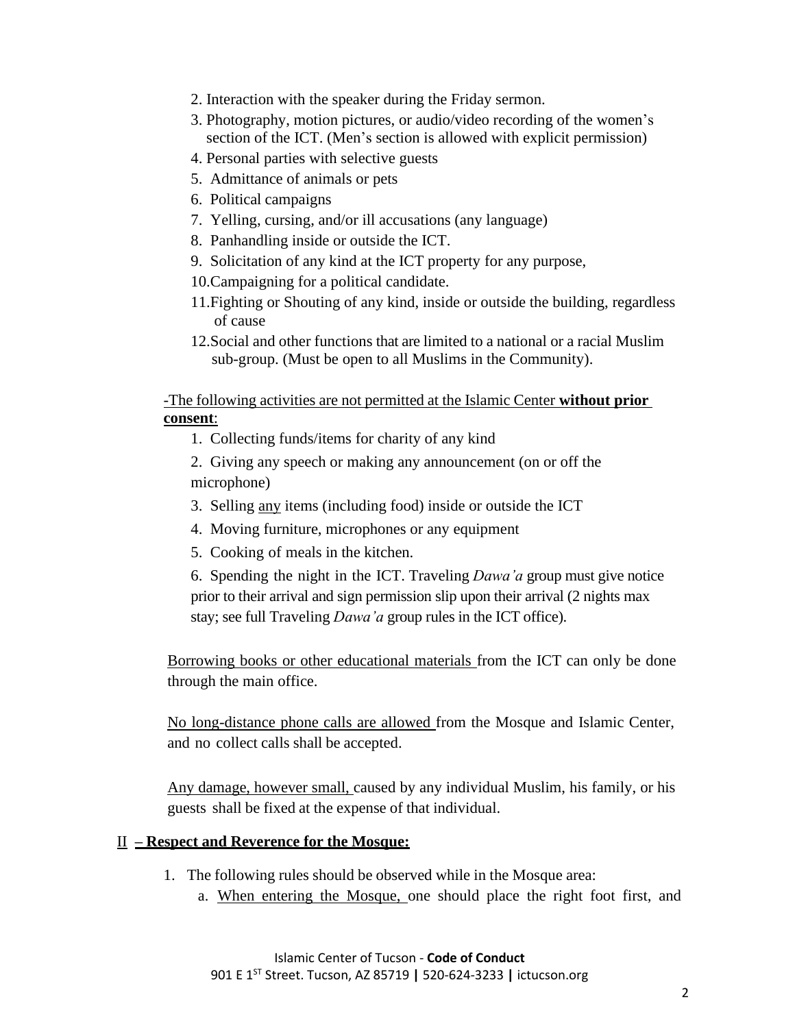2. Interaction with the speaker during the Friday sermon.
3. Photography, motion pictures, or audio/video recording of the women's section of the ICT. (Men's section is allowed with explicit permission)
4. Personal parties with selective guests
5. Admittance of animals or pets
6. Political campaigns
7. Yelling, cursing, and/or ill accusations (any language)
8. Panhandling inside or outside the ICT.
9. Solicitation of any kind at the ICT property for any purpose,
10. Campaigning for a political candidate.
11. Fighting or Shouting of any kind, inside or outside the building, regardless of cause
12. Social and other functions that are limited to a national or a racial Muslim sub-group. (Must be open to all Muslims in the Community).

<u>-The following activities are not permitted at the Islamic Center **without prior consent**</u>:

1. Collecting funds/items for charity of any kind
2. Giving any speech or making any announcement (on or off the microphone)
3. Selling <u>any</u> items (including food) inside or outside the ICT
4. Moving furniture, microphones or any equipment
5. Cooking of meals in the kitchen.
6. Spending the night in the ICT. Traveling *Dawa'a* group must give notice prior to their arrival and sign permission slip upon their arrival (2 nights max stay; see full Traveling *Dawa'a* group rules in the ICT office).

<u>Borrowing books or other educational materials</u> from the ICT can only be done through the main office.

<u>No long-distance phone calls are allowed</u> from the Mosque and Islamic Center, and no collect calls shall be accepted.

<u>Any damage, however small,</u> caused by any individual Muslim, his family, or his guests shall be fixed at the expense of that individual.

## <u>II – Respect and Reverence for the Mosque:</u>

1. The following rules should be observed while in the Mosque area:
   a. <u>When entering the Mosque,</u> one should place the right foot first, and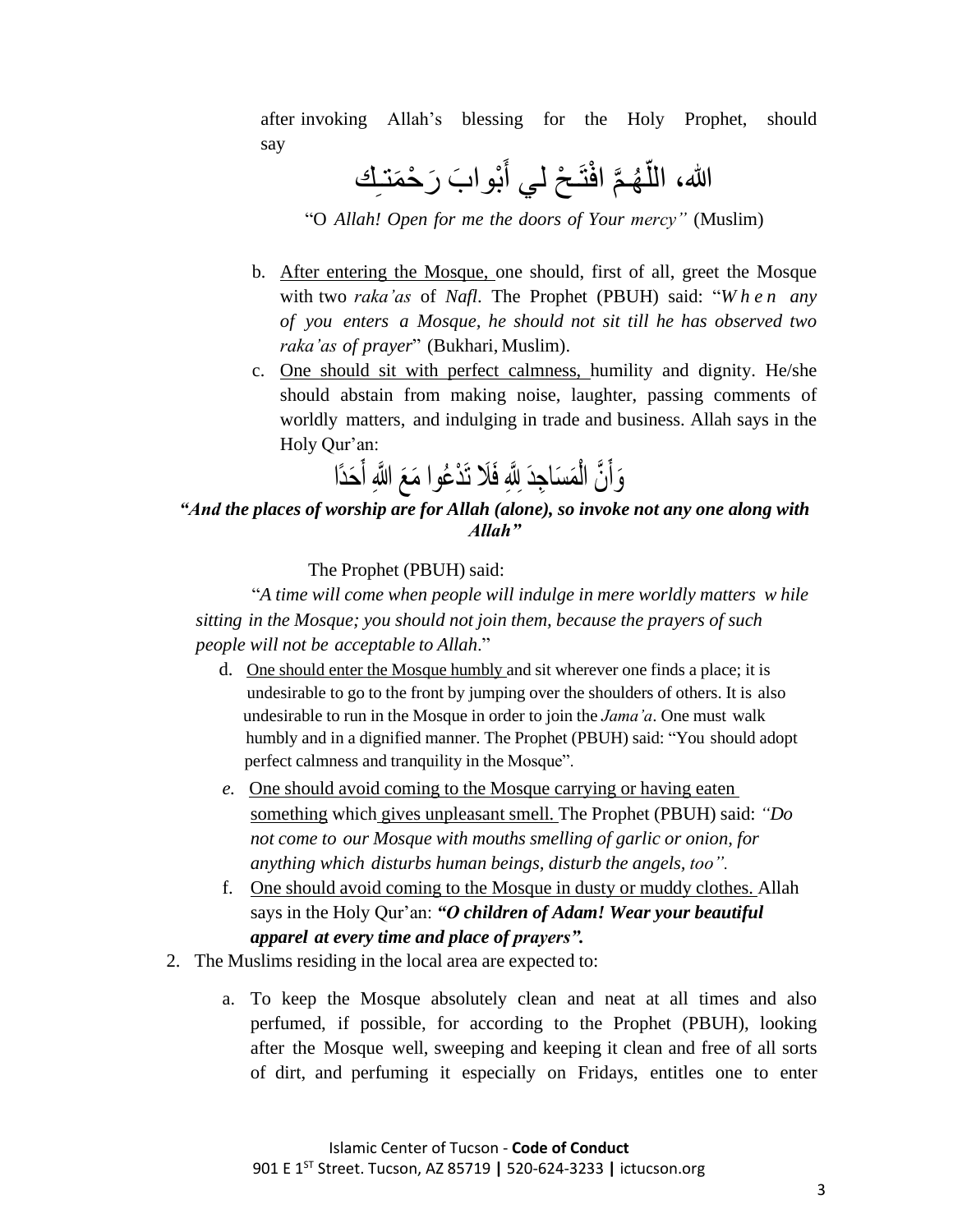after invoking Allah's blessing for the Holy Prophet, should say

اللهُ، اللّٰهُمَّ افْتَحْ لي أَبْوابَ رَحْمَتِك

"O *Allah! Open for me the doors of Your mercy"* (Muslim)

b. After entering the Mosque, one should, first of all, greet the Mosque with two *raka'as* of *Nafl*. The Prophet (PBUH) said: "*When any of you enters a Mosque, he should not sit till he has observed two raka'as of prayer*" (Bukhari, Muslim).

c. One should sit with perfect calmness, humility and dignity. He/she should abstain from making noise, laughter, passing comments of worldly matters, and indulging in trade and business. Allah says in the Holy Qur'an:

وَأَنَّ الْمَسَاجِدَ لِلَّهِ فَلَا تَدْعُوا مَعَ اللَّهِ أَحَدًا

***"And the places of worship are for Allah (alone), so invoke not any one along with Allah"***

The Prophet (PBUH) said:

"*A time will come when people will indulge in mere worldly matters while sitting in the Mosque; you should not join them, because the prayers of such people will not be acceptable to Allah*."

d. One should enter the Mosque humbly and sit wherever one finds a place; it is undesirable to go to the front by jumping over the shoulders of others. It is also undesirable to run in the Mosque in order to join the *Jama'a*. One must walk humbly and in a dignified manner. The Prophet (PBUH) said: "You should adopt perfect calmness and tranquility in the Mosque".

e. One should avoid coming to the Mosque carrying or having eaten something which gives unpleasant smell. The Prophet (PBUH) said: *"Do not come to our Mosque with mouths smelling of garlic or onion, for anything which disturbs human beings, disturb the angels, too".*

f. One should avoid coming to the Mosque in dusty or muddy clothes. Allah says in the Holy Qur'an: ***"O children of Adam! Wear your beautiful apparel at every time and place of prayers".***

2. The Muslims residing in the local area are expected to:

a. To keep the Mosque absolutely clean and neat at all times and also perfumed, if possible, for according to the Prophet (PBUH), looking after the Mosque well, sweeping and keeping it clean and free of all sorts of dirt, and perfuming it especially on Fridays, entitles one to enter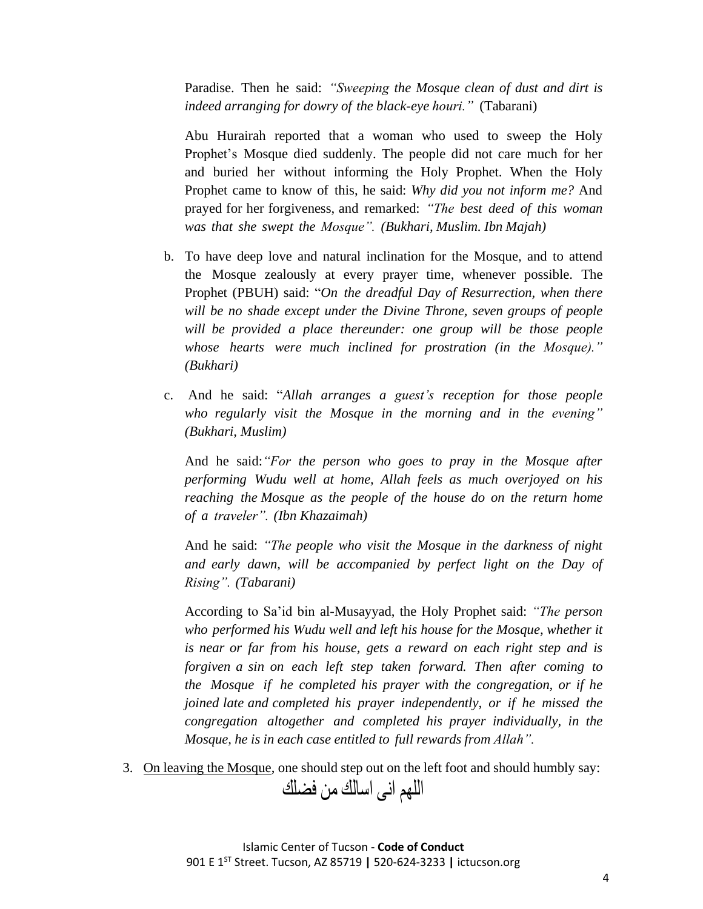Paradise. Then he said: *"Sweeping the Mosque clean of dust and dirt is indeed arranging for dowry of the black-eye houri."* (Tabarani)

Abu Hurairah reported that a woman who used to sweep the Holy Prophet's Mosque died suddenly. The people did not care much for her and buried her without informing the Holy Prophet. When the Holy Prophet came to know of this, he said: *Why did you not inform me?* And prayed for her forgiveness, and remarked: *"The best deed of this woman was that she swept the Mosque". (Bukhari, Muslim. Ibn Majah)*

b. To have deep love and natural inclination for the Mosque, and to attend the Mosque zealously at every prayer time, whenever possible. The Prophet (PBUH) said: "*On the dreadful Day of Resurrection, when there will be no shade except under the Divine Throne, seven groups of people will be provided a place thereunder: one group will be those people whose hearts were much inclined for prostration (in the Mosque)." (Bukhari)*

c. And he said: "*Allah arranges a guest's reception for those people who regularly visit the Mosque in the morning and in the evening" (Bukhari, Muslim)*

And he said: *"For the person who goes to pray in the Mosque after performing Wudu well at home, Allah feels as much overjoyed on his reaching the Mosque as the people of the house do on the return home of a traveler". (Ibn Khazaimah)*

And he said: *"The people who visit the Mosque in the darkness of night and early dawn, will be accompanied by perfect light on the Day of Rising". (Tabarani)*

According to Sa'id bin al-Musayyad, the Holy Prophet said: *"The person who performed his Wudu well and left his house for the Mosque, whether it is near or far from his house, gets a reward on each right step and is forgiven a sin on each left step taken forward. Then after coming to the Mosque if he completed his prayer with the congregation, or if he joined late and completed his prayer independently, or if he missed the congregation altogether and completed his prayer individually, in the Mosque, he is in each case entitled to full rewards from Allah".*

3. On leaving the Mosque, one should step out on the left foot and should humbly say:

اللهم انى اسالك من فضلك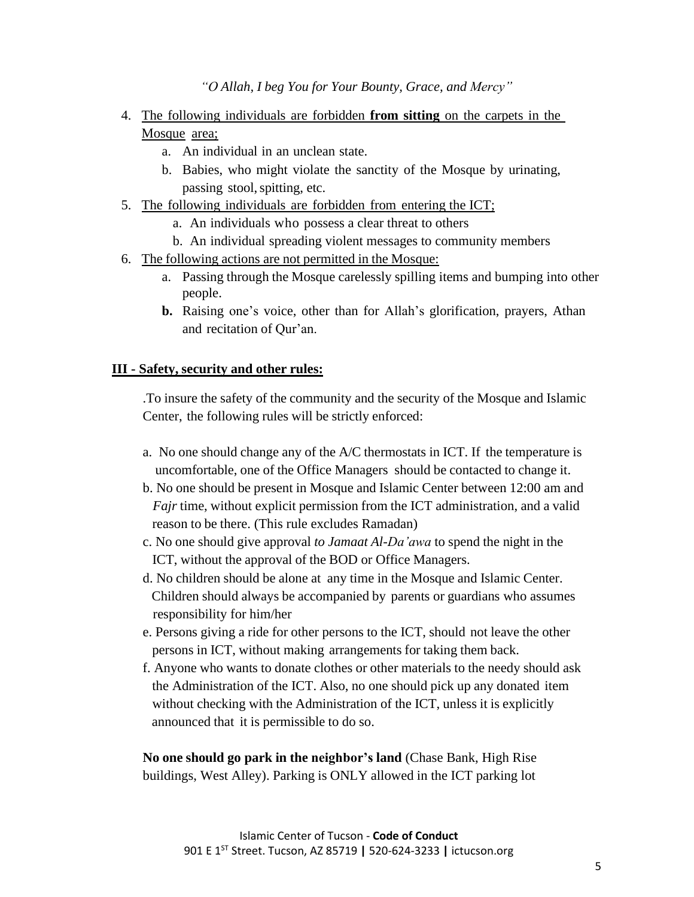*"O Allah, I beg You for Your Bounty, Grace, and Mercy"*

4. The following individuals are forbidden **from sitting** on the carpets in the Mosque area;
   a. An individual in an unclean state.
   b. Babies, who might violate the sanctity of the Mosque by urinating, passing stool, spitting, etc.
5. The following individuals are forbidden from entering the ICT;
   a. An individuals who possess a clear threat to others
   b. An individual spreading violent messages to community members
6. The following actions are not permitted in the Mosque:
   a. Passing through the Mosque carelessly spilling items and bumping into other people.
   **b.** Raising one's voice, other than for Allah's glorification, prayers, Athan and recitation of Qur'an.

## III - Safety, security and other rules:

.To insure the safety of the community and the security of the Mosque and Islamic Center, the following rules will be strictly enforced:

a. No one should change any of the A/C thermostats in ICT. If the temperature is uncomfortable, one of the Office Managers should be contacted to change it.
b. No one should be present in Mosque and Islamic Center between 12:00 am and *Fajr* time, without explicit permission from the ICT administration, and a valid reason to be there. (This rule excludes Ramadan)
c. No one should give approval *to Jamaat Al-Da'awa* to spend the night in the ICT, without the approval of the BOD or Office Managers.
d. No children should be alone at any time in the Mosque and Islamic Center. Children should always be accompanied by parents or guardians who assumes responsibility for him/her
e. Persons giving a ride for other persons to the ICT, should not leave the other persons in ICT, without making arrangements for taking them back.
f. Anyone who wants to donate clothes or other materials to the needy should ask the Administration of the ICT. Also, no one should pick up any donated item without checking with the Administration of the ICT, unless it is explicitly announced that it is permissible to do so.

**No one should go park in the neighbor's land** (Chase Bank, High Rise buildings, West Alley). Parking is ONLY allowed in the ICT parking lot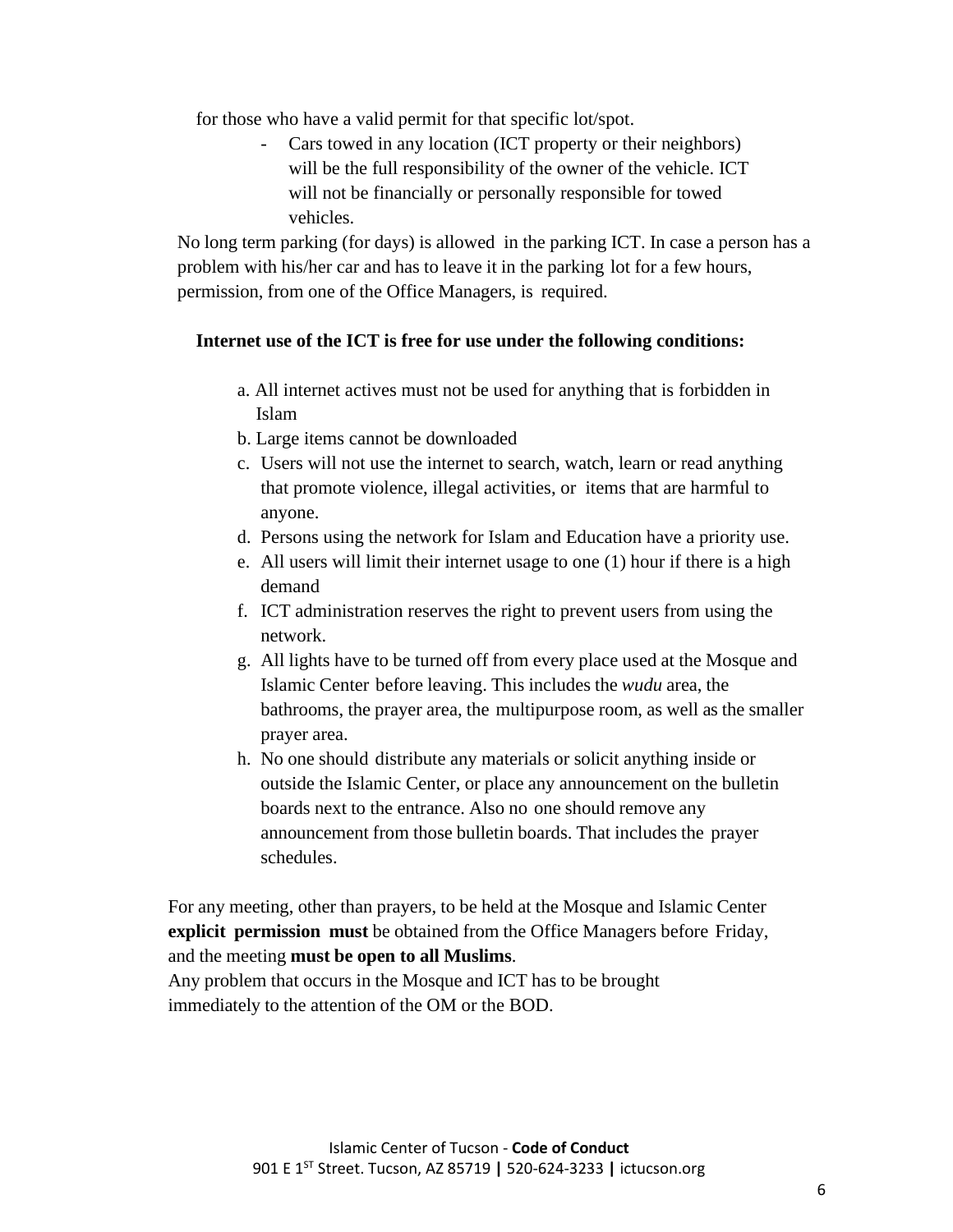for those who have a valid permit for that specific lot/spot.

- Cars towed in any location (ICT property or their neighbors) will be the full responsibility of the owner of the vehicle. ICT will not be financially or personally responsible for towed vehicles.

No long term parking (for days) is allowed in the parking ICT. In case a person has a problem with his/her car and has to leave it in the parking lot for a few hours, permission, from one of the Office Managers, is required.

**Internet use of the ICT is free for use under the following conditions:**

a. All internet actives must not be used for anything that is forbidden in Islam
b. Large items cannot be downloaded
c. Users will not use the internet to search, watch, learn or read anything that promote violence, illegal activities, or items that are harmful to anyone.
d. Persons using the network for Islam and Education have a priority use.
e. All users will limit their internet usage to one (1) hour if there is a high demand
f. ICT administration reserves the right to prevent users from using the network.
g. All lights have to be turned off from every place used at the Mosque and Islamic Center before leaving. This includes the *wudu* area, the bathrooms, the prayer area, the multipurpose room, as well as the smaller prayer area.
h. No one should distribute any materials or solicit anything inside or outside the Islamic Center, or place any announcement on the bulletin boards next to the entrance. Also no one should remove any announcement from those bulletin boards. That includes the prayer schedules.

For any meeting, other than prayers, to be held at the Mosque and Islamic Center **explicit permission must** be obtained from the Office Managers before Friday, and the meeting **must be open to all Muslims**.

Any problem that occurs in the Mosque and ICT has to be brought immediately to the attention of the OM or the BOD.